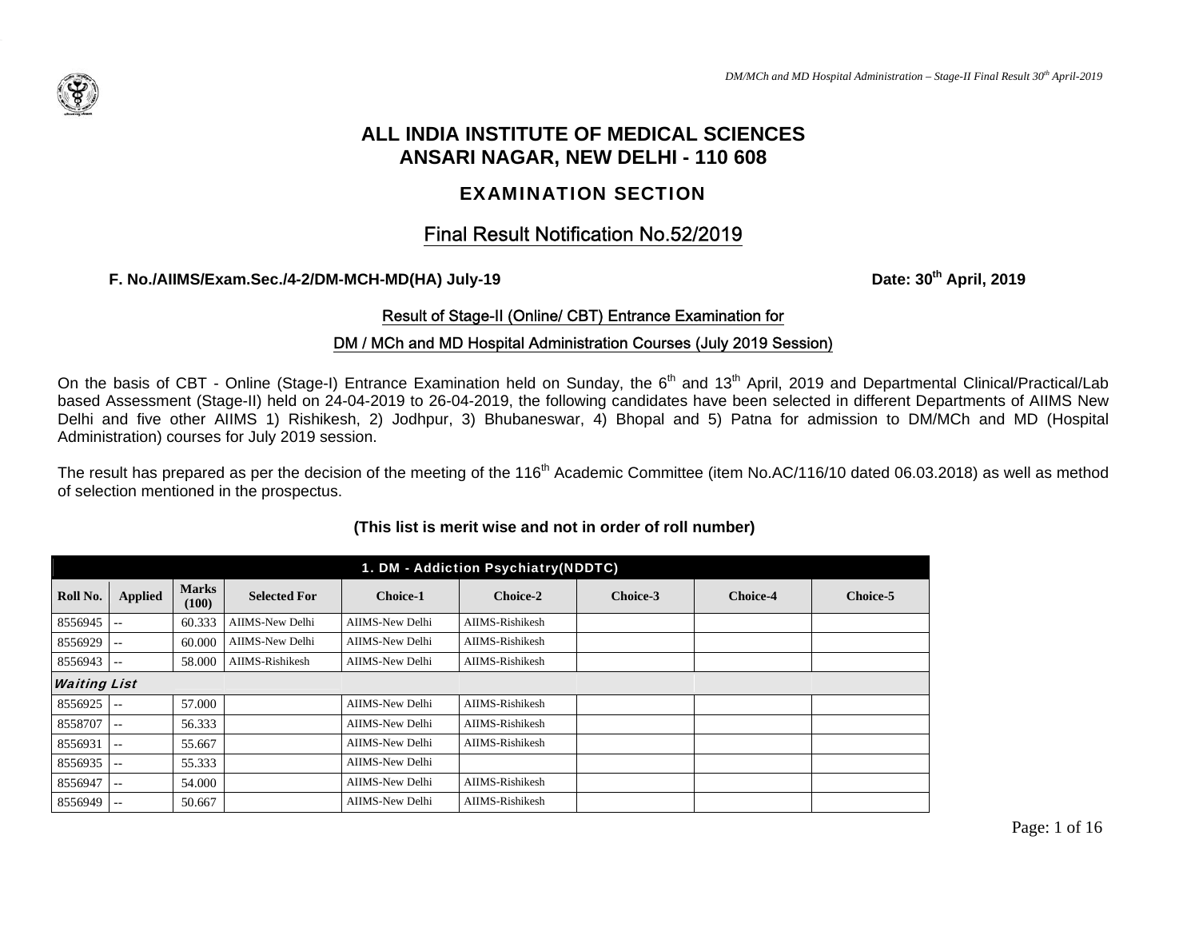# ALL INDIA INSTITUTE OF MEDICAL SCIENCES
# ANSARI NAGAR, NEW DELHI - 110 608

## EXAMINATION SECTION

## Final Result Notification No.52/2019

**F. No./AIIMS/Exam.Sec./4-2/DM-MCH-MD(HA) July-19** **Date: 30th April, 2019**

Result of Stage-II (Online/ CBT) Entrance Examination for

DM / MCh and MD Hospital Administration Courses (July 2019 Session)

On the basis of CBT - Online (Stage-I) Entrance Examination held on Sunday, the 6th and 13th April, 2019 and Departmental Clinical/Practical/Lab based Assessment (Stage-II) held on 24-04-2019 to 26-04-2019, the following candidates have been selected in different Departments of AIIMS New Delhi and five other AIIMS 1) Rishikesh, 2) Jodhpur, 3) Bhubaneswar, 4) Bhopal and 5) Patna for admission to DM/MCh and MD (Hospital Administration) courses for July 2019 session.

The result has prepared as per the decision of the meeting of the 116th Academic Committee (item No.AC/116/10 dated 06.03.2018) as well as method of selection mentioned in the prospectus.

**(This list is merit wise and not in order of roll number)**

| 1. DM - Addiction Psychiatry(NDDTC) | | | | | | | | |
|---|---|---|---|---|---|---|---|---|
| **Roll No.** | **Applied** | **Marks (100)** | **Selected For** | **Choice-1** | **Choice-2** | **Choice-3** | **Choice-4** | **Choice-5** |
| 8556945 | -- | 60.333 | AIIMS-New Delhi | AIIMS-New Delhi | AIIMS-Rishikesh | | | |
| 8556929 | -- | 60.000 | AIIMS-New Delhi | AIIMS-New Delhi | AIIMS-Rishikesh | | | |
| 8556943 | -- | 58.000 | AIIMS-Rishikesh | AIIMS-New Delhi | AIIMS-Rishikesh | | | |
| ***Waiting List*** | | | | | | | | |
| 8556925 | -- | 57.000 | | AIIMS-New Delhi | AIIMS-Rishikesh | | | |
| 8558707 | -- | 56.333 | | AIIMS-New Delhi | AIIMS-Rishikesh | | | |
| 8556931 | -- | 55.667 | | AIIMS-New Delhi | AIIMS-Rishikesh | | | |
| 8556935 | -- | 55.333 | | AIIMS-New Delhi | | | | |
| 8556947 | -- | 54.000 | | AIIMS-New Delhi | AIIMS-Rishikesh | | | |
| 8556949 | -- | 50.667 | | AIIMS-New Delhi | AIIMS-Rishikesh | | | |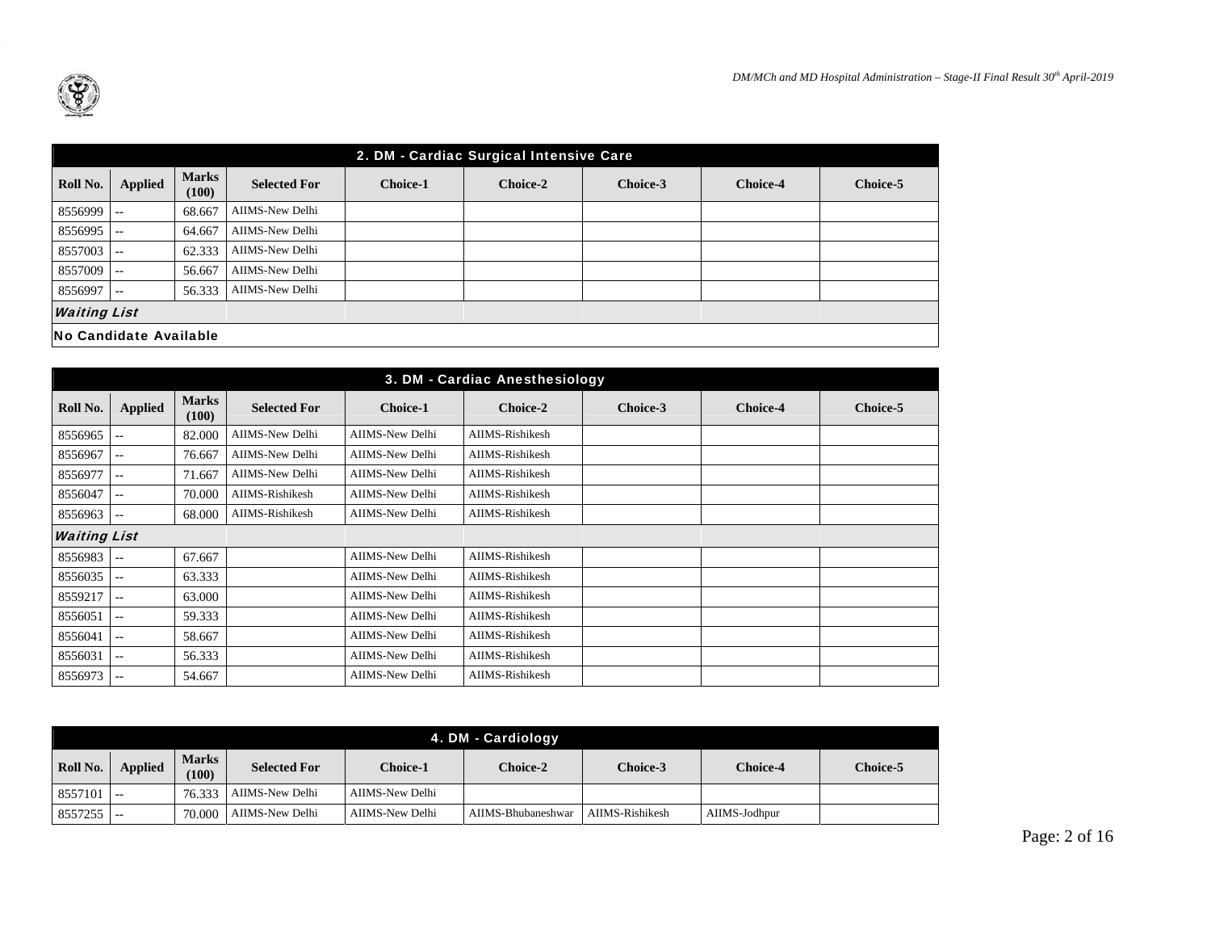## 2. DM - Cardiac Surgical Intensive Care

| Roll No. | Applied | Marks (100) | Selected For | Choice-1 | Choice-2 | Choice-3 | Choice-4 | Choice-5 |
|---|---|---|---|---|---|---|---|---|
| 8556999 | -- | 68.667 | AIIMS-New Delhi | | | | | |
| 8556995 | -- | 64.667 | AIIMS-New Delhi | | | | | |
| 8557003 | -- | 62.333 | AIIMS-New Delhi | | | | | |
| 8557009 | -- | 56.667 | AIIMS-New Delhi | | | | | |
| 8556997 | -- | 56.333 | AIIMS-New Delhi | | | | | |
| ***Waiting List*** | | | | | | | | |
| **No Candidate Available** | | | | | | | | |

## 3. DM - Cardiac Anesthesiology

| Roll No. | Applied | Marks (100) | Selected For | Choice-1 | Choice-2 | Choice-3 | Choice-4 | Choice-5 |
|---|---|---|---|---|---|---|---|---|
| 8556965 | -- | 82.000 | AIIMS-New Delhi | AIIMS-New Delhi | AIIMS-Rishikesh | | | |
| 8556967 | -- | 76.667 | AIIMS-New Delhi | AIIMS-New Delhi | AIIMS-Rishikesh | | | |
| 8556977 | -- | 71.667 | AIIMS-New Delhi | AIIMS-New Delhi | AIIMS-Rishikesh | | | |
| 8556047 | -- | 70.000 | AIIMS-Rishikesh | AIIMS-New Delhi | AIIMS-Rishikesh | | | |
| 8556963 | -- | 68.000 | AIIMS-Rishikesh | AIIMS-New Delhi | AIIMS-Rishikesh | | | |
| ***Waiting List*** | | | | | | | | |
| 8556983 | -- | 67.667 | | AIIMS-New Delhi | AIIMS-Rishikesh | | | |
| 8556035 | -- | 63.333 | | AIIMS-New Delhi | AIIMS-Rishikesh | | | |
| 8559217 | -- | 63.000 | | AIIMS-New Delhi | AIIMS-Rishikesh | | | |
| 8556051 | -- | 59.333 | | AIIMS-New Delhi | AIIMS-Rishikesh | | | |
| 8556041 | -- | 58.667 | | AIIMS-New Delhi | AIIMS-Rishikesh | | | |
| 8556031 | -- | 56.333 | | AIIMS-New Delhi | AIIMS-Rishikesh | | | |
| 8556973 | -- | 54.667 | | AIIMS-New Delhi | AIIMS-Rishikesh | | | |

## 4. DM - Cardiology

| Roll No. | Applied | Marks (100) | Selected For | Choice-1 | Choice-2 | Choice-3 | Choice-4 | Choice-5 |
|---|---|---|---|---|---|---|---|---|
| 8557101 | -- | 76.333 | AIIMS-New Delhi | AIIMS-New Delhi | | | | |
| 8557255 | -- | 70.000 | AIIMS-New Delhi | AIIMS-New Delhi | AIIMS-Bhubaneshwar | AIIMS-Rishikesh | AIIMS-Jodhpur | |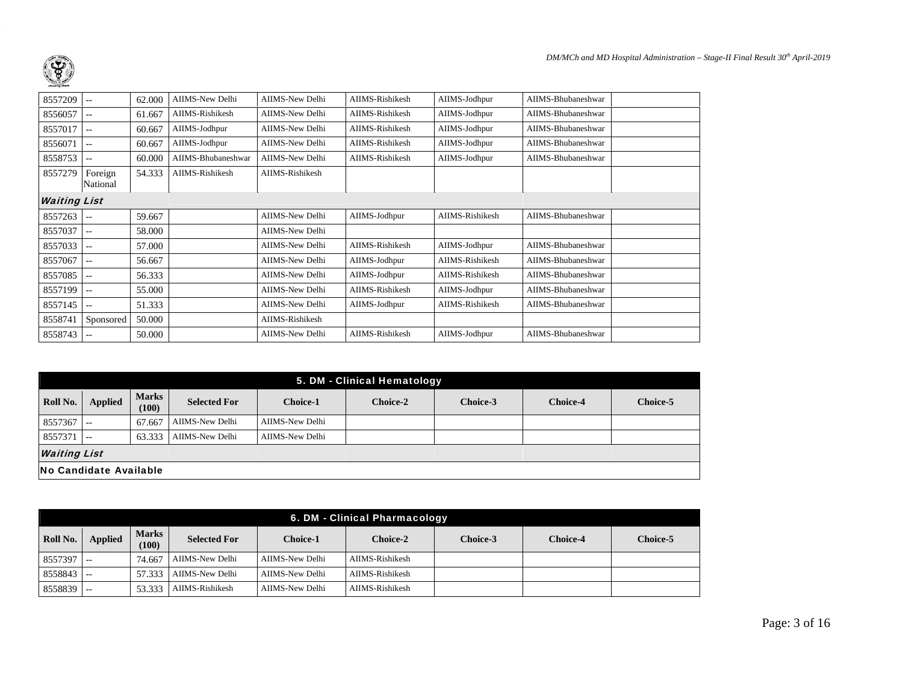| | | | | | | | | |
|---|---|---|---|---|---|---|---|---|
| 8557209 | -- | 62.000 | AIIMS-New Delhi | AIIMS-New Delhi | AIIMS-Rishikesh | AIIMS-Jodhpur | AIIMS-Bhubaneshwar | |
| 8556057 | -- | 61.667 | AIIMS-Rishikesh | AIIMS-New Delhi | AIIMS-Rishikesh | AIIMS-Jodhpur | AIIMS-Bhubaneshwar | |
| 8557017 | -- | 60.667 | AIIMS-Jodhpur | AIIMS-New Delhi | AIIMS-Rishikesh | AIIMS-Jodhpur | AIIMS-Bhubaneshwar | |
| 8556071 | -- | 60.667 | AIIMS-Jodhpur | AIIMS-New Delhi | AIIMS-Rishikesh | AIIMS-Jodhpur | AIIMS-Bhubaneshwar | |
| 8558753 | -- | 60.000 | AIIMS-Bhubaneshwar | AIIMS-New Delhi | AIIMS-Rishikesh | AIIMS-Jodhpur | AIIMS-Bhubaneshwar | |
| 8557279 | Foreign National | 54.333 | AIIMS-Rishikesh | AIIMS-Rishikesh | | | | |
| ***Waiting List*** | | | | | | | | |
| 8557263 | -- | 59.667 | | AIIMS-New Delhi | AIIMS-Jodhpur | AIIMS-Rishikesh | AIIMS-Bhubaneshwar | |
| 8557037 | -- | 58.000 | | AIIMS-New Delhi | | | | |
| 8557033 | -- | 57.000 | | AIIMS-New Delhi | AIIMS-Rishikesh | AIIMS-Jodhpur | AIIMS-Bhubaneshwar | |
| 8557067 | -- | 56.667 | | AIIMS-New Delhi | AIIMS-Jodhpur | AIIMS-Rishikesh | AIIMS-Bhubaneshwar | |
| 8557085 | -- | 56.333 | | AIIMS-New Delhi | AIIMS-Jodhpur | AIIMS-Rishikesh | AIIMS-Bhubaneshwar | |
| 8557199 | -- | 55.000 | | AIIMS-New Delhi | AIIMS-Rishikesh | AIIMS-Jodhpur | AIIMS-Bhubaneshwar | |
| 8557145 | -- | 51.333 | | AIIMS-New Delhi | AIIMS-Jodhpur | AIIMS-Rishikesh | AIIMS-Bhubaneshwar | |
| 8558741 | Sponsored | 50.000 | | AIIMS-Rishikesh | | | | |
| 8558743 | -- | 50.000 | | AIIMS-New Delhi | AIIMS-Rishikesh | AIIMS-Jodhpur | AIIMS-Bhubaneshwar | |

## 5. DM - Clinical Hematology

| Roll No. | Applied | Marks (100) | Selected For | Choice-1 | Choice-2 | Choice-3 | Choice-4 | Choice-5 |
|---|---|---|---|---|---|---|---|---|
| 8557367 | -- | 67.667 | AIIMS-New Delhi | AIIMS-New Delhi | | | | |
| 8557371 | -- | 63.333 | AIIMS-New Delhi | AIIMS-New Delhi | | | | |
| ***Waiting List*** | | | | | | | | |
| **No Candidate Available** | | | | | | | | |

## 6. DM - Clinical Pharmacology

| Roll No. | Applied | Marks (100) | Selected For | Choice-1 | Choice-2 | Choice-3 | Choice-4 | Choice-5 |
|---|---|---|---|---|---|---|---|---|
| 8557397 | -- | 74.667 | AIIMS-New Delhi | AIIMS-New Delhi | AIIMS-Rishikesh | | | |
| 8558843 | -- | 57.333 | AIIMS-New Delhi | AIIMS-New Delhi | AIIMS-Rishikesh | | | |
| 8558839 | -- | 53.333 | AIIMS-Rishikesh | AIIMS-New Delhi | AIIMS-Rishikesh | | | |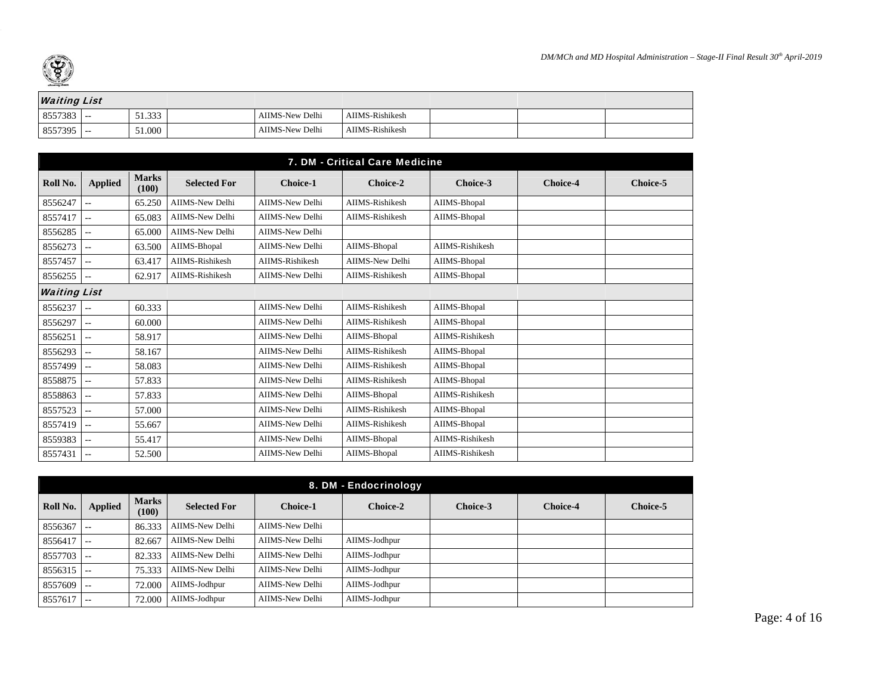| Waiting List | | | | | | | | |
|---|---|---|---|---|---|---|---|---|
| 8557383 | -- | 51.333 | | AIIMS-New Delhi | AIIMS-Rishikesh | | | |
| 8557395 | -- | 51.000 | | AIIMS-New Delhi | AIIMS-Rishikesh | | | |

## 7. DM - Critical Care Medicine

| Roll No. | Applied | Marks (100) | Selected For | Choice-1 | Choice-2 | Choice-3 | Choice-4 | Choice-5 |
|---|---|---|---|---|---|---|---|---|
| 8556247 | -- | 65.250 | AIIMS-New Delhi | AIIMS-New Delhi | AIIMS-Rishikesh | AIIMS-Bhopal | | |
| 8557417 | -- | 65.083 | AIIMS-New Delhi | AIIMS-New Delhi | AIIMS-Rishikesh | AIIMS-Bhopal | | |
| 8556285 | -- | 65.000 | AIIMS-New Delhi | AIIMS-New Delhi | | | | |
| 8556273 | -- | 63.500 | AIIMS-Bhopal | AIIMS-New Delhi | AIIMS-Bhopal | AIIMS-Rishikesh | | |
| 8557457 | -- | 63.417 | AIIMS-Rishikesh | AIIMS-Rishikesh | AIIMS-New Delhi | AIIMS-Bhopal | | |
| 8556255 | -- | 62.917 | AIIMS-Rishikesh | AIIMS-New Delhi | AIIMS-Rishikesh | AIIMS-Bhopal | | |
| **Waiting List** | | | | | | | | |
| 8556237 | -- | 60.333 | | AIIMS-New Delhi | AIIMS-Rishikesh | AIIMS-Bhopal | | |
| 8556297 | -- | 60.000 | | AIIMS-New Delhi | AIIMS-Rishikesh | AIIMS-Bhopal | | |
| 8556251 | -- | 58.917 | | AIIMS-New Delhi | AIIMS-Bhopal | AIIMS-Rishikesh | | |
| 8556293 | -- | 58.167 | | AIIMS-New Delhi | AIIMS-Rishikesh | AIIMS-Bhopal | | |
| 8557499 | -- | 58.083 | | AIIMS-New Delhi | AIIMS-Rishikesh | AIIMS-Bhopal | | |
| 8558875 | -- | 57.833 | | AIIMS-New Delhi | AIIMS-Rishikesh | AIIMS-Bhopal | | |
| 8558863 | -- | 57.833 | | AIIMS-New Delhi | AIIMS-Bhopal | AIIMS-Rishikesh | | |
| 8557523 | -- | 57.000 | | AIIMS-New Delhi | AIIMS-Rishikesh | AIIMS-Bhopal | | |
| 8557419 | -- | 55.667 | | AIIMS-New Delhi | AIIMS-Rishikesh | AIIMS-Bhopal | | |
| 8559383 | -- | 55.417 | | AIIMS-New Delhi | AIIMS-Bhopal | AIIMS-Rishikesh | | |
| 8557431 | -- | 52.500 | | AIIMS-New Delhi | AIIMS-Bhopal | AIIMS-Rishikesh | | |

## 8. DM - Endocrinology

| Roll No. | Applied | Marks (100) | Selected For | Choice-1 | Choice-2 | Choice-3 | Choice-4 | Choice-5 |
|---|---|---|---|---|---|---|---|---|
| 8556367 | -- | 86.333 | AIIMS-New Delhi | AIIMS-New Delhi | | | | |
| 8556417 | -- | 82.667 | AIIMS-New Delhi | AIIMS-New Delhi | AIIMS-Jodhpur | | | |
| 8557703 | -- | 82.333 | AIIMS-New Delhi | AIIMS-New Delhi | AIIMS-Jodhpur | | | |
| 8556315 | -- | 75.333 | AIIMS-New Delhi | AIIMS-New Delhi | AIIMS-Jodhpur | | | |
| 8557609 | -- | 72.000 | AIIMS-Jodhpur | AIIMS-New Delhi | AIIMS-Jodhpur | | | |
| 8557617 | -- | 72.000 | AIIMS-Jodhpur | AIIMS-New Delhi | AIIMS-Jodhpur | | | |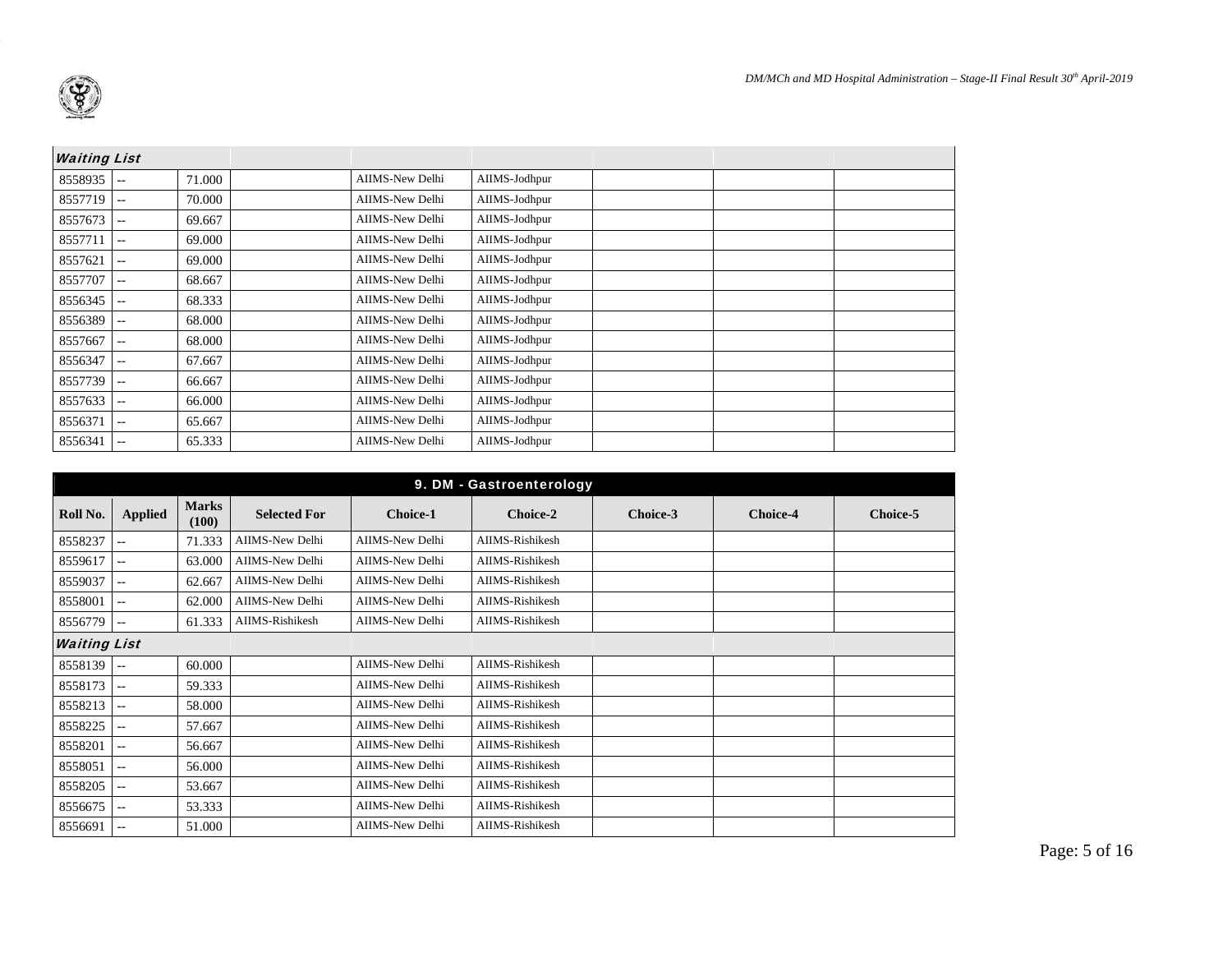| *Waiting List* | | | | | | | | |
|---|---|---|---|---|---|---|---|---|
| 8558935 | -- | 71.000 | | AIIMS-New Delhi | AIIMS-Jodhpur | | | |
| 8557719 | -- | 70.000 | | AIIMS-New Delhi | AIIMS-Jodhpur | | | |
| 8557673 | -- | 69.667 | | AIIMS-New Delhi | AIIMS-Jodhpur | | | |
| 8557711 | -- | 69.000 | | AIIMS-New Delhi | AIIMS-Jodhpur | | | |
| 8557621 | -- | 69.000 | | AIIMS-New Delhi | AIIMS-Jodhpur | | | |
| 8557707 | -- | 68.667 | | AIIMS-New Delhi | AIIMS-Jodhpur | | | |
| 8556345 | -- | 68.333 | | AIIMS-New Delhi | AIIMS-Jodhpur | | | |
| 8556389 | -- | 68.000 | | AIIMS-New Delhi | AIIMS-Jodhpur | | | |
| 8557667 | -- | 68.000 | | AIIMS-New Delhi | AIIMS-Jodhpur | | | |
| 8556347 | -- | 67.667 | | AIIMS-New Delhi | AIIMS-Jodhpur | | | |
| 8557739 | -- | 66.667 | | AIIMS-New Delhi | AIIMS-Jodhpur | | | |
| 8557633 | -- | 66.000 | | AIIMS-New Delhi | AIIMS-Jodhpur | | | |
| 8556371 | -- | 65.667 | | AIIMS-New Delhi | AIIMS-Jodhpur | | | |
| 8556341 | -- | 65.333 | | AIIMS-New Delhi | AIIMS-Jodhpur | | | |

## 9. DM - Gastroenterology

| Roll No. | Applied | Marks (100) | Selected For | Choice-1 | Choice-2 | Choice-3 | Choice-4 | Choice-5 |
|---|---|---|---|---|---|---|---|---|
| 8558237 | -- | 71.333 | AIIMS-New Delhi | AIIMS-New Delhi | AIIMS-Rishikesh | | | |
| 8559617 | -- | 63.000 | AIIMS-New Delhi | AIIMS-New Delhi | AIIMS-Rishikesh | | | |
| 8559037 | -- | 62.667 | AIIMS-New Delhi | AIIMS-New Delhi | AIIMS-Rishikesh | | | |
| 8558001 | -- | 62.000 | AIIMS-New Delhi | AIIMS-New Delhi | AIIMS-Rishikesh | | | |
| 8556779 | -- | 61.333 | AIIMS-Rishikesh | AIIMS-New Delhi | AIIMS-Rishikesh | | | |
| *Waiting List* | | | | | | | | |
| 8558139 | -- | 60.000 | | AIIMS-New Delhi | AIIMS-Rishikesh | | | |
| 8558173 | -- | 59.333 | | AIIMS-New Delhi | AIIMS-Rishikesh | | | |
| 8558213 | -- | 58.000 | | AIIMS-New Delhi | AIIMS-Rishikesh | | | |
| 8558225 | -- | 57.667 | | AIIMS-New Delhi | AIIMS-Rishikesh | | | |
| 8558201 | -- | 56.667 | | AIIMS-New Delhi | AIIMS-Rishikesh | | | |
| 8558051 | -- | 56.000 | | AIIMS-New Delhi | AIIMS-Rishikesh | | | |
| 8558205 | -- | 53.667 | | AIIMS-New Delhi | AIIMS-Rishikesh | | | |
| 8556675 | -- | 53.333 | | AIIMS-New Delhi | AIIMS-Rishikesh | | | |
| 8556691 | -- | 51.000 | | AIIMS-New Delhi | AIIMS-Rishikesh | | | |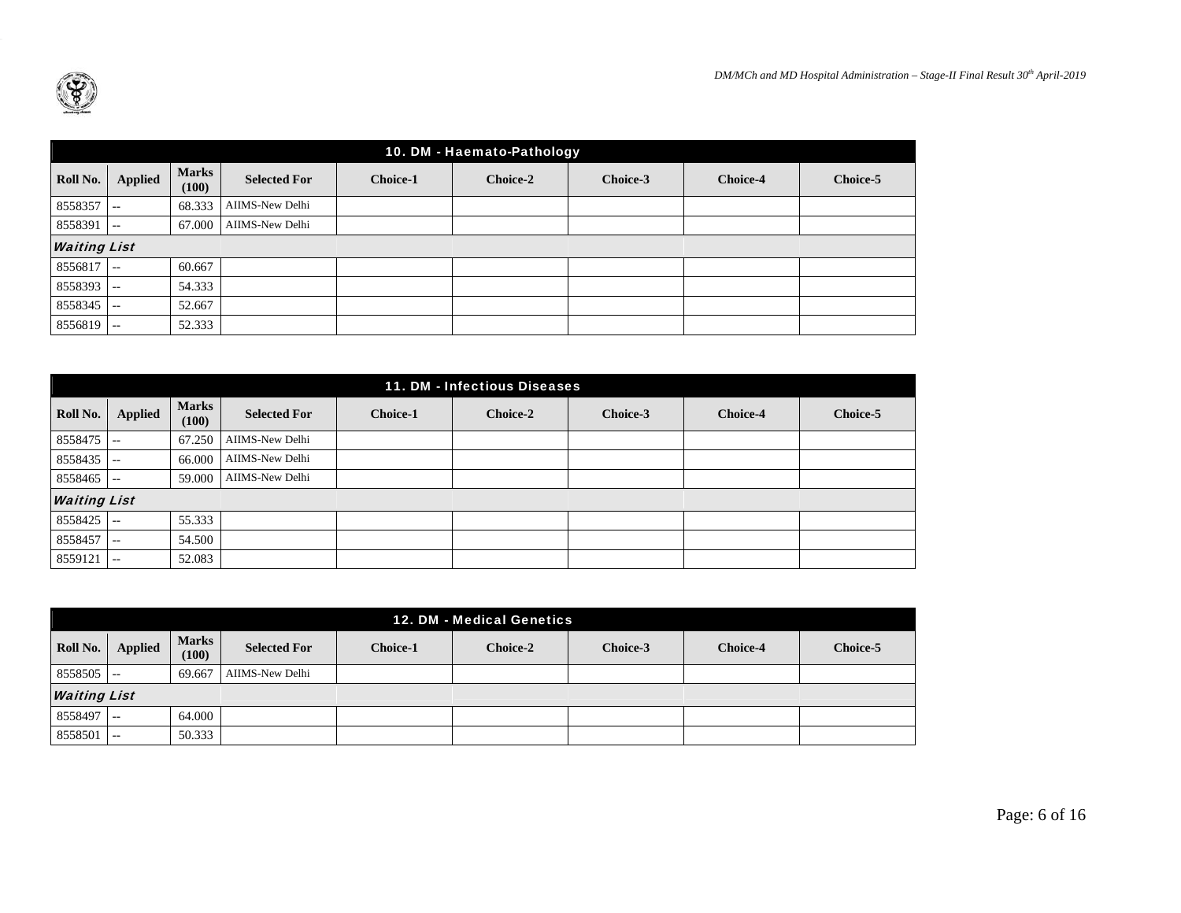| 10. DM - Haemato-Pathology | | | | | | | | |
|---|---|---|---|---|---|---|---|---|
| **Roll No.** | **Applied** | **Marks (100)** | **Selected For** | **Choice-1** | **Choice-2** | **Choice-3** | **Choice-4** | **Choice-5** |
| 8558357 | -- | 68.333 | AIIMS-New Delhi | | | | | |
| 8558391 | -- | 67.000 | AIIMS-New Delhi | | | | | |
| ***Waiting List*** | | | | | | | | |
| 8556817 | -- | 60.667 | | | | | | |
| 8558393 | -- | 54.333 | | | | | | |
| 8558345 | -- | 52.667 | | | | | | |
| 8556819 | -- | 52.333 | | | | | | |

| 11. DM - Infectious Diseases | | | | | | | | |
|---|---|---|---|---|---|---|---|---|
| **Roll No.** | **Applied** | **Marks (100)** | **Selected For** | **Choice-1** | **Choice-2** | **Choice-3** | **Choice-4** | **Choice-5** |
| 8558475 | -- | 67.250 | AIIMS-New Delhi | | | | | |
| 8558435 | -- | 66.000 | AIIMS-New Delhi | | | | | |
| 8558465 | -- | 59.000 | AIIMS-New Delhi | | | | | |
| ***Waiting List*** | | | | | | | | |
| 8558425 | -- | 55.333 | | | | | | |
| 8558457 | -- | 54.500 | | | | | | |
| 8559121 | -- | 52.083 | | | | | | |

| 12. DM - Medical Genetics | | | | | | | | |
|---|---|---|---|---|---|---|---|---|
| **Roll No.** | **Applied** | **Marks (100)** | **Selected For** | **Choice-1** | **Choice-2** | **Choice-3** | **Choice-4** | **Choice-5** |
| 8558505 | -- | 69.667 | AIIMS-New Delhi | | | | | |
| ***Waiting List*** | | | | | | | | |
| 8558497 | -- | 64.000 | | | | | | |
| 8558501 | -- | 50.333 | | | | | | |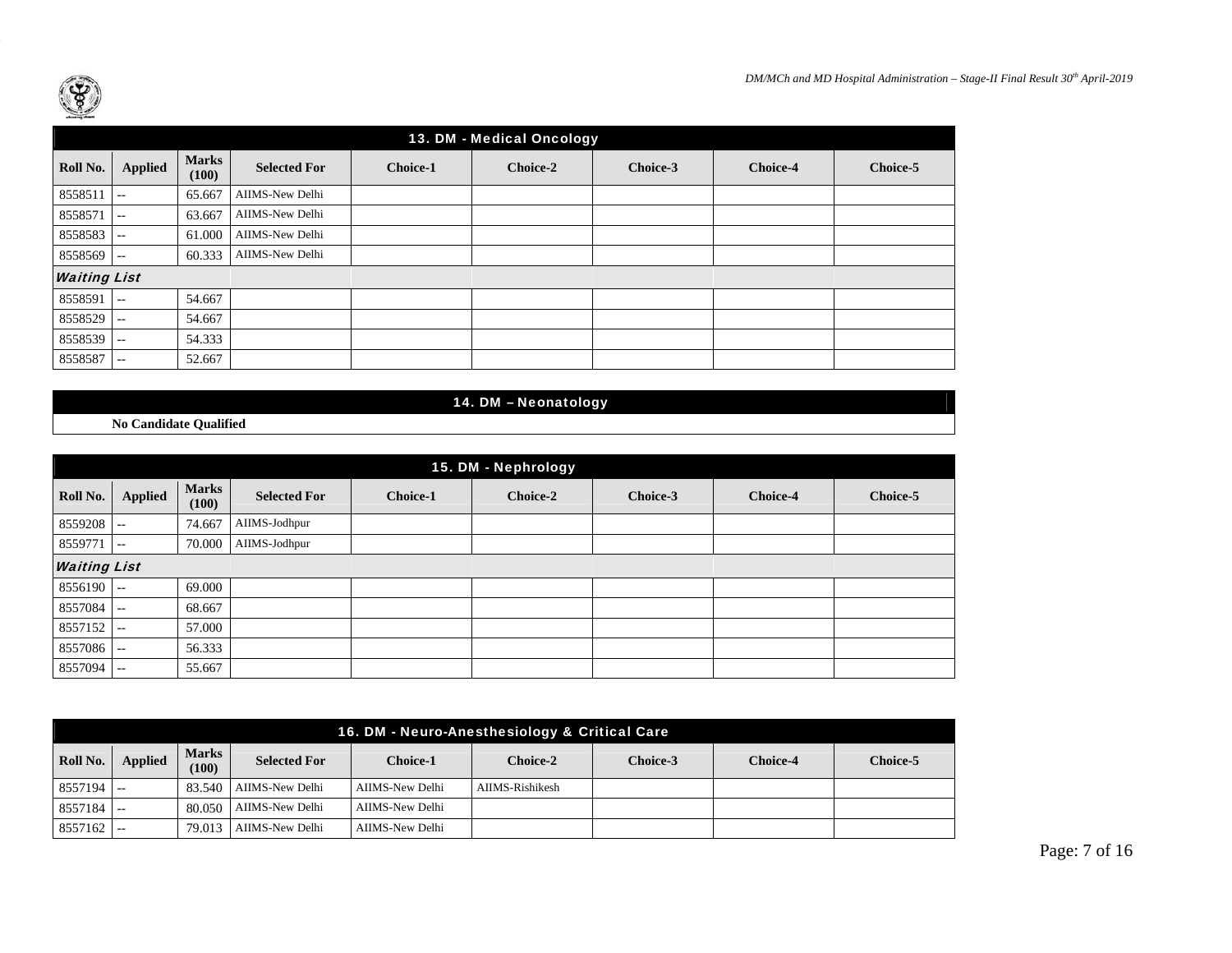## 13. DM - Medical Oncology

| Roll No. | Applied | Marks (100) | Selected For | Choice-1 | Choice-2 | Choice-3 | Choice-4 | Choice-5 |
|---|---|---|---|---|---|---|---|---|
| 8558511 | -- | 65.667 | AIIMS-New Delhi | | | | | |
| 8558571 | -- | 63.667 | AIIMS-New Delhi | | | | | |
| 8558583 | -- | 61.000 | AIIMS-New Delhi | | | | | |
| 8558569 | -- | 60.333 | AIIMS-New Delhi | | | | | |
| ***Waiting List*** | | | | | | | | |
| 8558591 | -- | 54.667 | | | | | | |
| 8558529 | -- | 54.667 | | | | | | |
| 8558539 | -- | 54.333 | | | | | | |
| 8558587 | -- | 52.667 | | | | | | |

## 14. DM – Neonatology

**No Candidate Qualified**

## 15. DM - Nephrology

| Roll No. | Applied | Marks (100) | Selected For | Choice-1 | Choice-2 | Choice-3 | Choice-4 | Choice-5 |
|---|---|---|---|---|---|---|---|---|
| 8559208 | -- | 74.667 | AIIMS-Jodhpur | | | | | |
| 8559771 | -- | 70.000 | AIIMS-Jodhpur | | | | | |
| ***Waiting List*** | | | | | | | | |
| 8556190 | -- | 69.000 | | | | | | |
| 8557084 | -- | 68.667 | | | | | | |
| 8557152 | -- | 57.000 | | | | | | |
| 8557086 | -- | 56.333 | | | | | | |
| 8557094 | -- | 55.667 | | | | | | |

## 16. DM - Neuro-Anesthesiology & Critical Care

| Roll No. | Applied | Marks (100) | Selected For | Choice-1 | Choice-2 | Choice-3 | Choice-4 | Choice-5 |
|---|---|---|---|---|---|---|---|---|
| 8557194 | -- | 83.540 | AIIMS-New Delhi | AIIMS-New Delhi | AIIMS-Rishikesh | | | |
| 8557184 | -- | 80.050 | AIIMS-New Delhi | AIIMS-New Delhi | | | | |
| 8557162 | -- | 79.013 | AIIMS-New Delhi | AIIMS-New Delhi | | | | |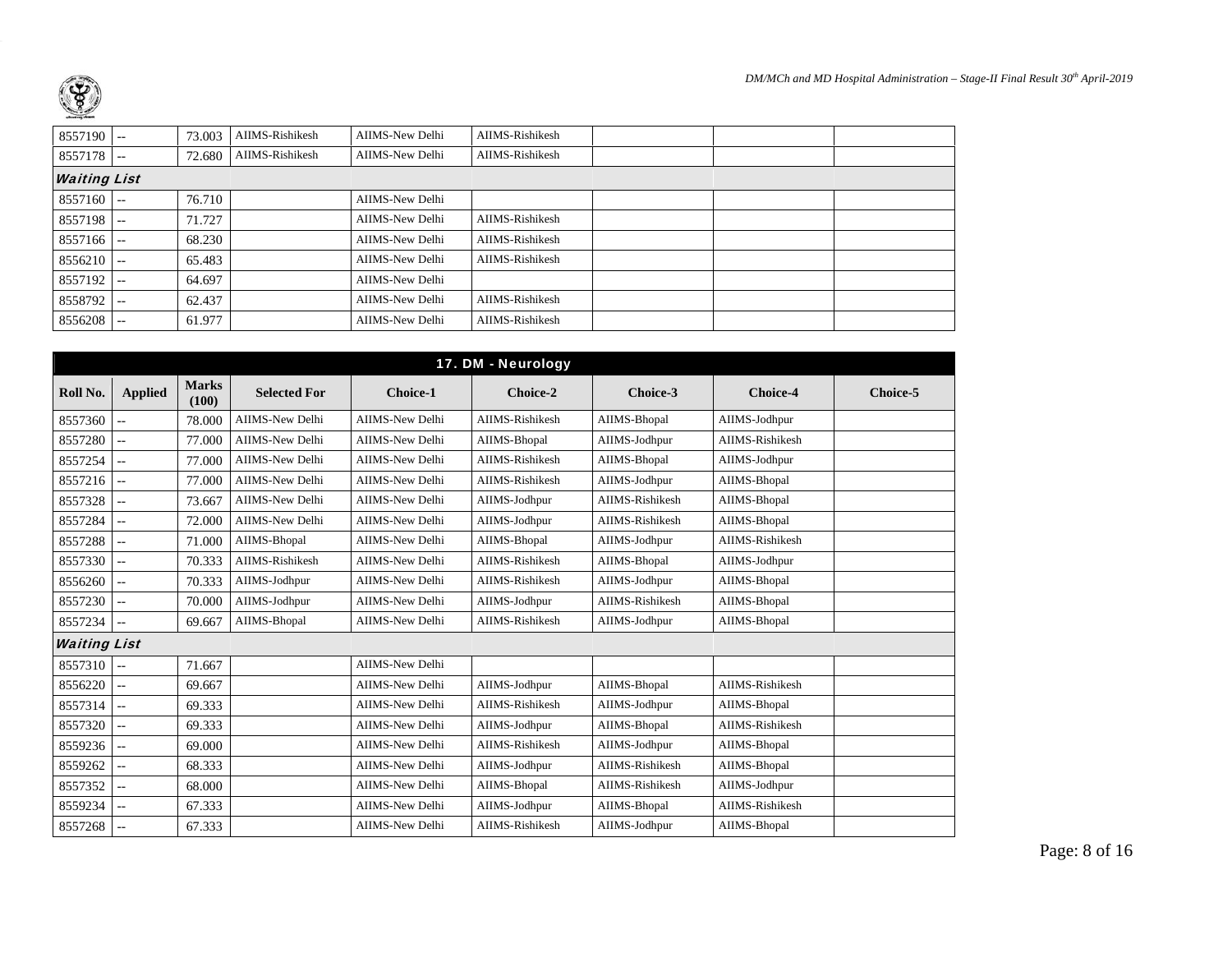| | | | | | | | | |
|---|---|---|---|---|---|---|---|---|
| 8557190 | -- | 73.003 | AIIMS-Rishikesh | AIIMS-New Delhi | AIIMS-Rishikesh | | | |
| 8557178 | -- | 72.680 | AIIMS-Rishikesh | AIIMS-New Delhi | AIIMS-Rishikesh | | | |
| ***Waiting List*** | | | | | | | | |
| 8557160 | -- | 76.710 | | AIIMS-New Delhi | | | | |
| 8557198 | -- | 71.727 | | AIIMS-New Delhi | AIIMS-Rishikesh | | | |
| 8557166 | -- | 68.230 | | AIIMS-New Delhi | AIIMS-Rishikesh | | | |
| 8556210 | -- | 65.483 | | AIIMS-New Delhi | AIIMS-Rishikesh | | | |
| 8557192 | -- | 64.697 | | AIIMS-New Delhi | | | | |
| 8558792 | -- | 62.437 | | AIIMS-New Delhi | AIIMS-Rishikesh | | | |
| 8556208 | -- | 61.977 | | AIIMS-New Delhi | AIIMS-Rishikesh | | | |

## 17. DM - Neurology

| Roll No. | Applied | Marks (100) | Selected For | Choice-1 | Choice-2 | Choice-3 | Choice-4 | Choice-5 |
|---|---|---|---|---|---|---|---|---|
| 8557360 | -- | 78.000 | AIIMS-New Delhi | AIIMS-New Delhi | AIIMS-Rishikesh | AIIMS-Bhopal | AIIMS-Jodhpur | |
| 8557280 | -- | 77.000 | AIIMS-New Delhi | AIIMS-New Delhi | AIIMS-Bhopal | AIIMS-Jodhpur | AIIMS-Rishikesh | |
| 8557254 | -- | 77.000 | AIIMS-New Delhi | AIIMS-New Delhi | AIIMS-Rishikesh | AIIMS-Bhopal | AIIMS-Jodhpur | |
| 8557216 | -- | 77.000 | AIIMS-New Delhi | AIIMS-New Delhi | AIIMS-Rishikesh | AIIMS-Jodhpur | AIIMS-Bhopal | |
| 8557328 | -- | 73.667 | AIIMS-New Delhi | AIIMS-New Delhi | AIIMS-Jodhpur | AIIMS-Rishikesh | AIIMS-Bhopal | |
| 8557284 | -- | 72.000 | AIIMS-New Delhi | AIIMS-New Delhi | AIIMS-Jodhpur | AIIMS-Rishikesh | AIIMS-Bhopal | |
| 8557288 | -- | 71.000 | AIIMS-Bhopal | AIIMS-New Delhi | AIIMS-Bhopal | AIIMS-Jodhpur | AIIMS-Rishikesh | |
| 8557330 | -- | 70.333 | AIIMS-Rishikesh | AIIMS-New Delhi | AIIMS-Rishikesh | AIIMS-Bhopal | AIIMS-Jodhpur | |
| 8556260 | -- | 70.333 | AIIMS-Jodhpur | AIIMS-New Delhi | AIIMS-Rishikesh | AIIMS-Jodhpur | AIIMS-Bhopal | |
| 8557230 | -- | 70.000 | AIIMS-Jodhpur | AIIMS-New Delhi | AIIMS-Jodhpur | AIIMS-Rishikesh | AIIMS-Bhopal | |
| 8557234 | -- | 69.667 | AIIMS-Bhopal | AIIMS-New Delhi | AIIMS-Rishikesh | AIIMS-Jodhpur | AIIMS-Bhopal | |
| ***Waiting List*** | | | | | | | | |
| 8557310 | -- | 71.667 | | AIIMS-New Delhi | | | | |
| 8556220 | -- | 69.667 | | AIIMS-New Delhi | AIIMS-Jodhpur | AIIMS-Bhopal | AIIMS-Rishikesh | |
| 8557314 | -- | 69.333 | | AIIMS-New Delhi | AIIMS-Rishikesh | AIIMS-Jodhpur | AIIMS-Bhopal | |
| 8557320 | -- | 69.333 | | AIIMS-New Delhi | AIIMS-Jodhpur | AIIMS-Bhopal | AIIMS-Rishikesh | |
| 8559236 | -- | 69.000 | | AIIMS-New Delhi | AIIMS-Rishikesh | AIIMS-Jodhpur | AIIMS-Bhopal | |
| 8559262 | -- | 68.333 | | AIIMS-New Delhi | AIIMS-Jodhpur | AIIMS-Rishikesh | AIIMS-Bhopal | |
| 8557352 | -- | 68.000 | | AIIMS-New Delhi | AIIMS-Bhopal | AIIMS-Rishikesh | AIIMS-Jodhpur | |
| 8559234 | -- | 67.333 | | AIIMS-New Delhi | AIIMS-Jodhpur | AIIMS-Bhopal | AIIMS-Rishikesh | |
| 8557268 | -- | 67.333 | | AIIMS-New Delhi | AIIMS-Rishikesh | AIIMS-Jodhpur | AIIMS-Bhopal | |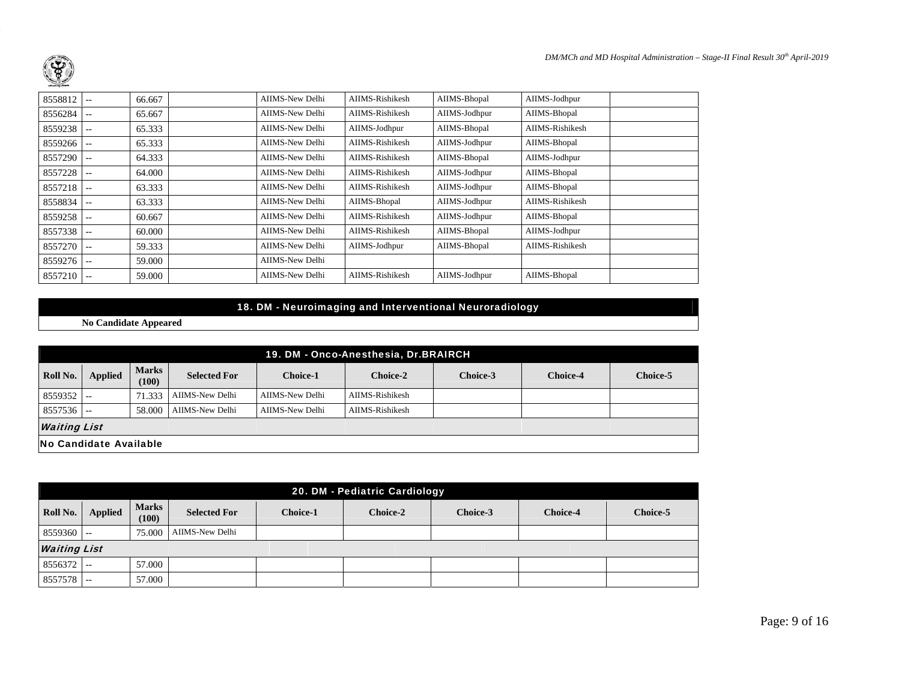| | | | | | | | | |
|---|---|---|---|---|---|---|---|---|
| 8558812 | -- | 66.667 | | AIIMS-New Delhi | AIIMS-Rishikesh | AIIMS-Bhopal | AIIMS-Jodhpur | |
| 8556284 | -- | 65.667 | | AIIMS-New Delhi | AIIMS-Rishikesh | AIIMS-Jodhpur | AIIMS-Bhopal | |
| 8559238 | -- | 65.333 | | AIIMS-New Delhi | AIIMS-Jodhpur | AIIMS-Bhopal | AIIMS-Rishikesh | |
| 8559266 | -- | 65.333 | | AIIMS-New Delhi | AIIMS-Rishikesh | AIIMS-Jodhpur | AIIMS-Bhopal | |
| 8557290 | -- | 64.333 | | AIIMS-New Delhi | AIIMS-Rishikesh | AIIMS-Bhopal | AIIMS-Jodhpur | |
| 8557228 | -- | 64.000 | | AIIMS-New Delhi | AIIMS-Rishikesh | AIIMS-Jodhpur | AIIMS-Bhopal | |
| 8557218 | -- | 63.333 | | AIIMS-New Delhi | AIIMS-Rishikesh | AIIMS-Jodhpur | AIIMS-Bhopal | |
| 8558834 | -- | 63.333 | | AIIMS-New Delhi | AIIMS-Bhopal | AIIMS-Jodhpur | AIIMS-Rishikesh | |
| 8559258 | -- | 60.667 | | AIIMS-New Delhi | AIIMS-Rishikesh | AIIMS-Jodhpur | AIIMS-Bhopal | |
| 8557338 | -- | 60.000 | | AIIMS-New Delhi | AIIMS-Rishikesh | AIIMS-Bhopal | AIIMS-Jodhpur | |
| 8557270 | -- | 59.333 | | AIIMS-New Delhi | AIIMS-Jodhpur | AIIMS-Bhopal | AIIMS-Rishikesh | |
| 8559276 | -- | 59.000 | | AIIMS-New Delhi | | | | |
| 8557210 | -- | 59.000 | | AIIMS-New Delhi | AIIMS-Rishikesh | AIIMS-Jodhpur | AIIMS-Bhopal | |

## 18. DM - Neuroimaging and Interventional Neuroradiology

**No Candidate Appeared**

## 19. DM - Onco-Anesthesia, Dr.BRAIRCH

| Roll No. | Applied | Marks (100) | Selected For | Choice-1 | Choice-2 | Choice-3 | Choice-4 | Choice-5 |
|---|---|---|---|---|---|---|---|---|
| 8559352 | -- | 71.333 | AIIMS-New Delhi | AIIMS-New Delhi | AIIMS-Rishikesh | | | |
| 8557536 | -- | 58.000 | AIIMS-New Delhi | AIIMS-New Delhi | AIIMS-Rishikesh | | | |
| ***Waiting List*** | | | | | | | | |
| **No Candidate Available** | | | | | | | | |

## 20. DM - Pediatric Cardiology

| Roll No. | Applied | Marks (100) | Selected For | Choice-1 | Choice-2 | Choice-3 | Choice-4 | Choice-5 |
|---|---|---|---|---|---|---|---|---|
| 8559360 | -- | 75.000 | AIIMS-New Delhi | | | | | |
| ***Waiting List*** | | | | | | | | |
| 8556372 | -- | 57.000 | | | | | | |
| 8557578 | -- | 57.000 | | | | | | |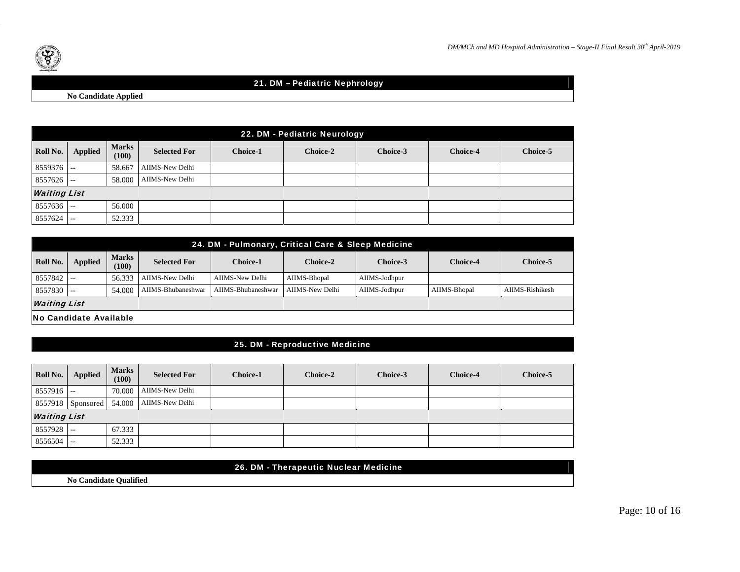## 21. DM – Pediatric Nephrology

**No Candidate Applied**

## 22. DM - Pediatric Neurology

| Roll No. | Applied | Marks (100) | Selected For | Choice-1 | Choice-2 | Choice-3 | Choice-4 | Choice-5 |
|---|---|---|---|---|---|---|---|---|
| 8559376 | -- | 58.667 | AIIMS-New Delhi | | | | | |
| 8557626 | -- | 58.000 | AIIMS-New Delhi | | | | | |
| ***Waiting List*** | | | | | | | | |
| 8557636 | -- | 56.000 | | | | | | |
| 8557624 | -- | 52.333 | | | | | | |

## 24. DM - Pulmonary, Critical Care & Sleep Medicine

| Roll No. | Applied | Marks (100) | Selected For | Choice-1 | Choice-2 | Choice-3 | Choice-4 | Choice-5 |
|---|---|---|---|---|---|---|---|---|
| 8557842 | -- | 56.333 | AIIMS-New Delhi | AIIMS-New Delhi | AIIMS-Bhopal | AIIMS-Jodhpur | | |
| 8557830 | -- | 54.000 | AIIMS-Bhubaneshwar | AIIMS-Bhubaneshwar | AIIMS-New Delhi | AIIMS-Jodhpur | AIIMS-Bhopal | AIIMS-Rishikesh |
| ***Waiting List*** | | | | | | | | |
| **No Candidate Available** | | | | | | | | |

## 25. DM - Reproductive Medicine

| Roll No. | Applied | Marks (100) | Selected For | Choice-1 | Choice-2 | Choice-3 | Choice-4 | Choice-5 |
|---|---|---|---|---|---|---|---|---|
| 8557916 | -- | 70.000 | AIIMS-New Delhi | | | | | |
| 8557918 | Sponsored | 54.000 | AIIMS-New Delhi | | | | | |
| ***Waiting List*** | | | | | | | | |
| 8557928 | -- | 67.333 | | | | | | |
| 8556504 | -- | 52.333 | | | | | | |

## 26. DM - Therapeutic Nuclear Medicine

**No Candidate Qualified**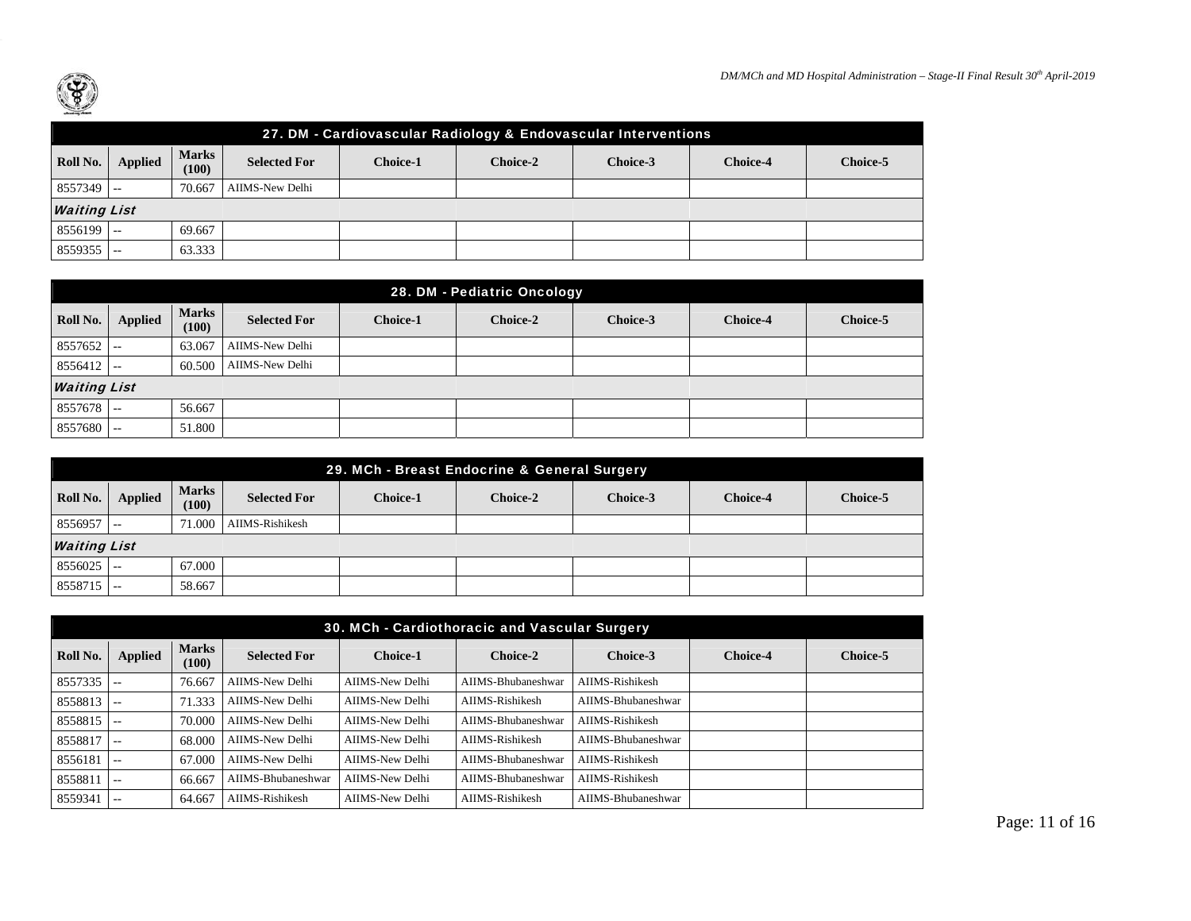| 27. DM - Cardiovascular Radiology & Endovascular Interventions | | | | | | | | | |
|---|---|---|---|---|---|---|---|---|---|
| **Roll No.** | **Applied** | **Marks (100)** | **Selected For** | **Choice-1** | **Choice-2** | **Choice-3** | **Choice-4** | **Choice-5** |
| 8557349 | -- | 70.667 | AIIMS-New Delhi | | | | | |
| ***Waiting List*** | | | | | | | | |
| 8556199 | -- | 69.667 | | | | | | |
| 8559355 | -- | 63.333 | | | | | | |

| 28. DM - Pediatric Oncology | | | | | | | | |
|---|---|---|---|---|---|---|---|---|
| **Roll No.** | **Applied** | **Marks (100)** | **Selected For** | **Choice-1** | **Choice-2** | **Choice-3** | **Choice-4** | **Choice-5** |
| 8557652 | -- | 63.067 | AIIMS-New Delhi | | | | | |
| 8556412 | -- | 60.500 | AIIMS-New Delhi | | | | | |
| ***Waiting List*** | | | | | | | | |
| 8557678 | -- | 56.667 | | | | | | |
| 8557680 | -- | 51.800 | | | | | | |

| 29. MCh - Breast Endocrine & General Surgery | | | | | | | | |
|---|---|---|---|---|---|---|---|---|
| **Roll No.** | **Applied** | **Marks (100)** | **Selected For** | **Choice-1** | **Choice-2** | **Choice-3** | **Choice-4** | **Choice-5** |
| 8556957 | -- | 71.000 | AIIMS-Rishikesh | | | | | |
| ***Waiting List*** | | | | | | | | |
| 8556025 | -- | 67.000 | | | | | | |
| 8558715 | -- | 58.667 | | | | | | |

| 30. MCh - Cardiothoracic and Vascular Surgery | | | | | | | | |
|---|---|---|---|---|---|---|---|---|
| **Roll No.** | **Applied** | **Marks (100)** | **Selected For** | **Choice-1** | **Choice-2** | **Choice-3** | **Choice-4** | **Choice-5** |
| 8557335 | -- | 76.667 | AIIMS-New Delhi | AIIMS-New Delhi | AIIMS-Bhubaneshwar | AIIMS-Rishikesh | | |
| 8558813 | -- | 71.333 | AIIMS-New Delhi | AIIMS-New Delhi | AIIMS-Rishikesh | AIIMS-Bhubaneshwar | | |
| 8558815 | -- | 70.000 | AIIMS-New Delhi | AIIMS-New Delhi | AIIMS-Bhubaneshwar | AIIMS-Rishikesh | | |
| 8558817 | -- | 68.000 | AIIMS-New Delhi | AIIMS-New Delhi | AIIMS-Rishikesh | AIIMS-Bhubaneshwar | | |
| 8556181 | -- | 67.000 | AIIMS-New Delhi | AIIMS-New Delhi | AIIMS-Bhubaneshwar | AIIMS-Rishikesh | | |
| 8558811 | -- | 66.667 | AIIMS-Bhubaneshwar | AIIMS-New Delhi | AIIMS-Bhubaneshwar | AIIMS-Rishikesh | | |
| 8559341 | -- | 64.667 | AIIMS-Rishikesh | AIIMS-New Delhi | AIIMS-Rishikesh | AIIMS-Bhubaneshwar | | |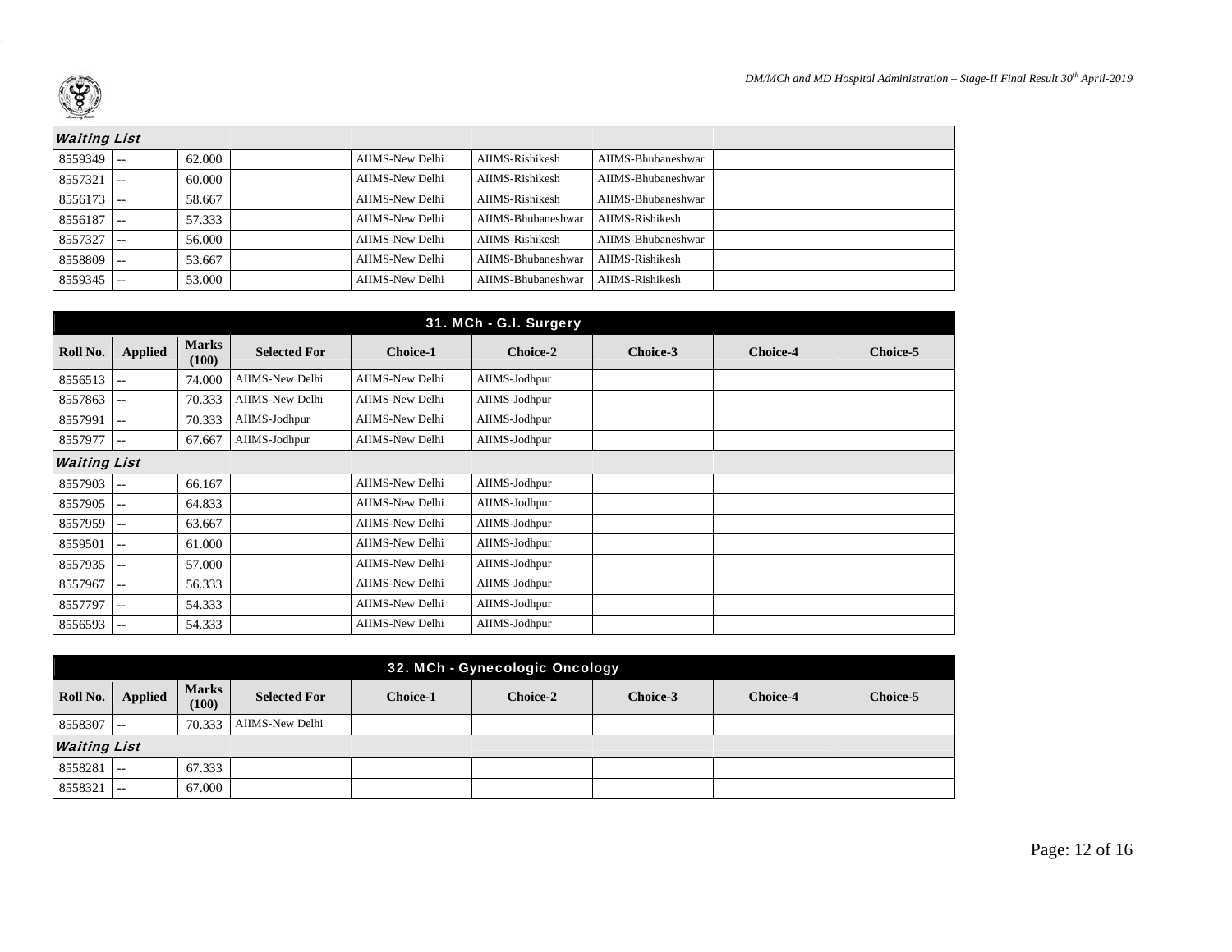| *Waiting List* | | | | | | | | |
|---|---|---|---|---|---|---|---|---|
| 8559349 | -- | 62.000 | | AIIMS-New Delhi | AIIMS-Rishikesh | AIIMS-Bhubaneshwar | | |
| 8557321 | -- | 60.000 | | AIIMS-New Delhi | AIIMS-Rishikesh | AIIMS-Bhubaneshwar | | |
| 8556173 | -- | 58.667 | | AIIMS-New Delhi | AIIMS-Rishikesh | AIIMS-Bhubaneshwar | | |
| 8556187 | -- | 57.333 | | AIIMS-New Delhi | AIIMS-Bhubaneshwar | AIIMS-Rishikesh | | |
| 8557327 | -- | 56.000 | | AIIMS-New Delhi | AIIMS-Rishikesh | AIIMS-Bhubaneshwar | | |
| 8558809 | -- | 53.667 | | AIIMS-New Delhi | AIIMS-Bhubaneshwar | AIIMS-Rishikesh | | |
| 8559345 | -- | 53.000 | | AIIMS-New Delhi | AIIMS-Bhubaneshwar | AIIMS-Rishikesh | | |

## 31. MCh - G.I. Surgery

| Roll No. | Applied | Marks (100) | Selected For | Choice-1 | Choice-2 | Choice-3 | Choice-4 | Choice-5 |
|---|---|---|---|---|---|---|---|---|
| 8556513 | -- | 74.000 | AIIMS-New Delhi | AIIMS-New Delhi | AIIMS-Jodhpur | | | |
| 8557863 | -- | 70.333 | AIIMS-New Delhi | AIIMS-New Delhi | AIIMS-Jodhpur | | | |
| 8557991 | -- | 70.333 | AIIMS-Jodhpur | AIIMS-New Delhi | AIIMS-Jodhpur | | | |
| 8557977 | -- | 67.667 | AIIMS-Jodhpur | AIIMS-New Delhi | AIIMS-Jodhpur | | | |
| *Waiting List* | | | | | | | | |
| 8557903 | -- | 66.167 | | AIIMS-New Delhi | AIIMS-Jodhpur | | | |
| 8557905 | -- | 64.833 | | AIIMS-New Delhi | AIIMS-Jodhpur | | | |
| 8557959 | -- | 63.667 | | AIIMS-New Delhi | AIIMS-Jodhpur | | | |
| 8559501 | -- | 61.000 | | AIIMS-New Delhi | AIIMS-Jodhpur | | | |
| 8557935 | -- | 57.000 | | AIIMS-New Delhi | AIIMS-Jodhpur | | | |
| 8557967 | -- | 56.333 | | AIIMS-New Delhi | AIIMS-Jodhpur | | | |
| 8557797 | -- | 54.333 | | AIIMS-New Delhi | AIIMS-Jodhpur | | | |
| 8556593 | -- | 54.333 | | AIIMS-New Delhi | AIIMS-Jodhpur | | | |

## 32. MCh - Gynecologic Oncology

| Roll No. | Applied | Marks (100) | Selected For | Choice-1 | Choice-2 | Choice-3 | Choice-4 | Choice-5 |
|---|---|---|---|---|---|---|---|---|
| 8558307 | -- | 70.333 | AIIMS-New Delhi | | | | | |
| *Waiting List* | | | | | | | | |
| 8558281 | -- | 67.333 | | | | | | |
| 8558321 | -- | 67.000 | | | | | | |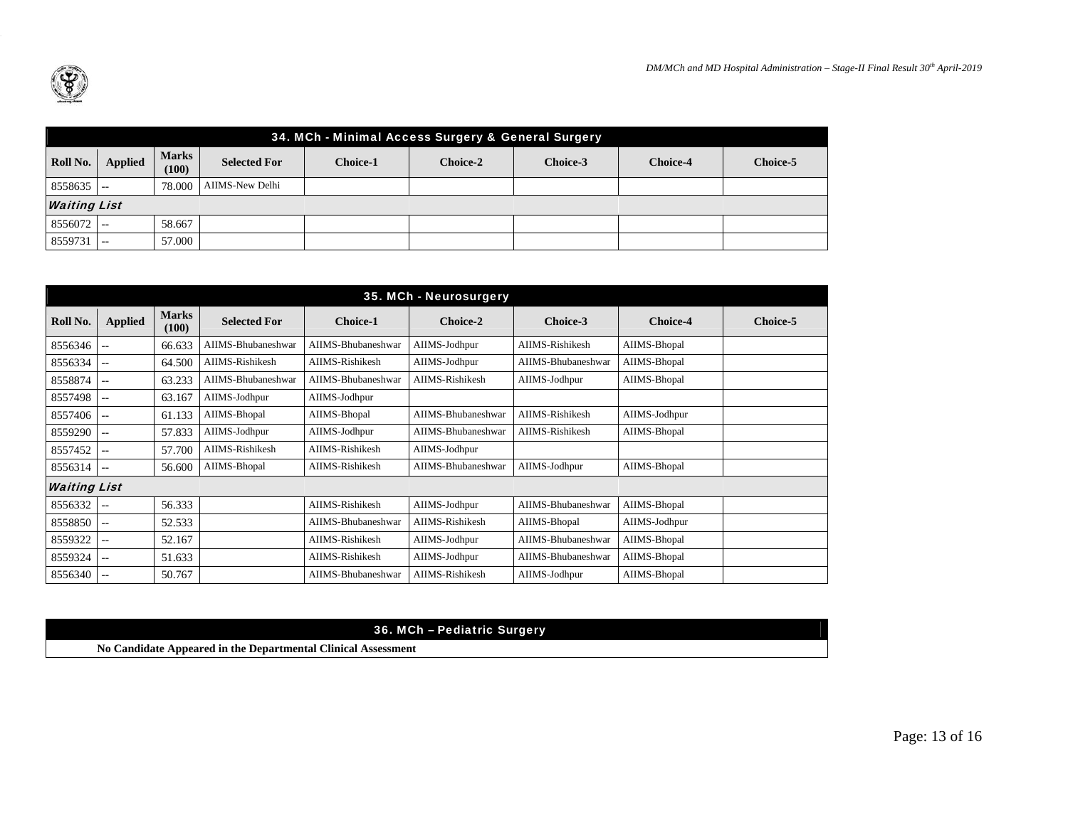| 34. MCh - Minimal Access Surgery & General Surgery | | | | | | | | |
|---|---|---|---|---|---|---|---|---|
| **Roll No.** | **Applied** | **Marks (100)** | **Selected For** | **Choice-1** | **Choice-2** | **Choice-3** | **Choice-4** | **Choice-5** |
| 8558635 | -- | 78.000 | AIIMS-New Delhi | | | | | |
| ***Waiting List*** | | | | | | | | |
| 8556072 | -- | 58.667 | | | | | | |
| 8559731 | -- | 57.000 | | | | | | |

| 35. MCh - Neurosurgery | | | | | | | | |
|---|---|---|---|---|---|---|---|---|
| **Roll No.** | **Applied** | **Marks (100)** | **Selected For** | **Choice-1** | **Choice-2** | **Choice-3** | **Choice-4** | **Choice-5** |
| 8556346 | -- | 66.633 | AIIMS-Bhubaneshwar | AIIMS-Bhubaneshwar | AIIMS-Jodhpur | AIIMS-Rishikesh | AIIMS-Bhopal | |
| 8556334 | -- | 64.500 | AIIMS-Rishikesh | AIIMS-Rishikesh | AIIMS-Jodhpur | AIIMS-Bhubaneshwar | AIIMS-Bhopal | |
| 8558874 | -- | 63.233 | AIIMS-Bhubaneshwar | AIIMS-Bhubaneshwar | AIIMS-Rishikesh | AIIMS-Jodhpur | AIIMS-Bhopal | |
| 8557498 | -- | 63.167 | AIIMS-Jodhpur | AIIMS-Jodhpur | | | | |
| 8557406 | -- | 61.133 | AIIMS-Bhopal | AIIMS-Bhopal | AIIMS-Bhubaneshwar | AIIMS-Rishikesh | AIIMS-Jodhpur | |
| 8559290 | -- | 57.833 | AIIMS-Jodhpur | AIIMS-Jodhpur | AIIMS-Bhubaneshwar | AIIMS-Rishikesh | AIIMS-Bhopal | |
| 8557452 | -- | 57.700 | AIIMS-Rishikesh | AIIMS-Rishikesh | AIIMS-Jodhpur | | | |
| 8556314 | -- | 56.600 | AIIMS-Bhopal | AIIMS-Rishikesh | AIIMS-Bhubaneshwar | AIIMS-Jodhpur | AIIMS-Bhopal | |
| ***Waiting List*** | | | | | | | | |
| 8556332 | -- | 56.333 | | AIIMS-Rishikesh | AIIMS-Jodhpur | AIIMS-Bhubaneshwar | AIIMS-Bhopal | |
| 8558850 | -- | 52.533 | | AIIMS-Bhubaneshwar | AIIMS-Rishikesh | AIIMS-Bhopal | AIIMS-Jodhpur | |
| 8559322 | -- | 52.167 | | AIIMS-Rishikesh | AIIMS-Jodhpur | AIIMS-Bhubaneshwar | AIIMS-Bhopal | |
| 8559324 | -- | 51.633 | | AIIMS-Rishikesh | AIIMS-Jodhpur | AIIMS-Bhubaneshwar | AIIMS-Bhopal | |
| 8556340 | -- | 50.767 | | AIIMS-Bhubaneshwar | AIIMS-Rishikesh | AIIMS-Jodhpur | AIIMS-Bhopal | |

| 36. MCh – Pediatric Surgery |
|---|
| **No Candidate Appeared in the Departmental Clinical Assessment** |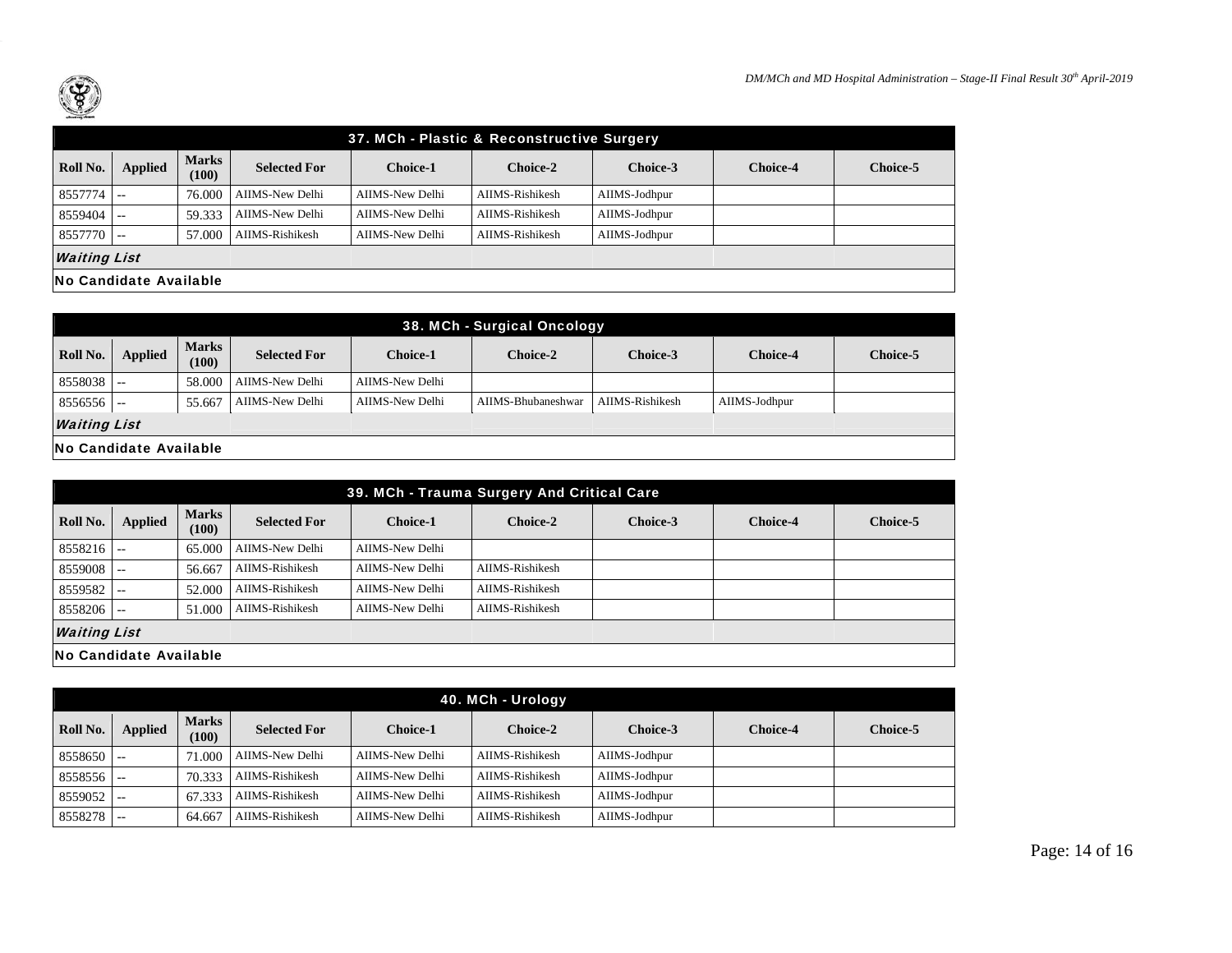| 37. MCh - Plastic & Reconstructive Surgery | | | | | | | | | |
|---|---|---|---|---|---|---|---|---|---|
| **Roll No.** | **Applied** | **Marks (100)** | **Selected For** | **Choice-1** | **Choice-2** | **Choice-3** | **Choice-4** | **Choice-5** |
| 8557774 | -- | 76.000 | AIIMS-New Delhi | AIIMS-New Delhi | AIIMS-Rishikesh | AIIMS-Jodhpur | | |
| 8559404 | -- | 59.333 | AIIMS-New Delhi | AIIMS-New Delhi | AIIMS-Rishikesh | AIIMS-Jodhpur | | |
| 8557770 | -- | 57.000 | AIIMS-Rishikesh | AIIMS-New Delhi | AIIMS-Rishikesh | AIIMS-Jodhpur | | |
| ***Waiting List*** | | | | | | | | |
| **No Candidate Available** | | | | | | | | |

| 38. MCh - Surgical Oncology | | | | | | | | |
|---|---|---|---|---|---|---|---|---|
| **Roll No.** | **Applied** | **Marks (100)** | **Selected For** | **Choice-1** | **Choice-2** | **Choice-3** | **Choice-4** | **Choice-5** |
| 8558038 | -- | 58.000 | AIIMS-New Delhi | AIIMS-New Delhi | | | | |
| 8556556 | -- | 55.667 | AIIMS-New Delhi | AIIMS-New Delhi | AIIMS-Bhubaneshwar | AIIMS-Rishikesh | AIIMS-Jodhpur | |
| ***Waiting List*** | | | | | | | | |
| **No Candidate Available** | | | | | | | | |

| 39. MCh - Trauma Surgery And Critical Care | | | | | | | | |
|---|---|---|---|---|---|---|---|---|
| **Roll No.** | **Applied** | **Marks (100)** | **Selected For** | **Choice-1** | **Choice-2** | **Choice-3** | **Choice-4** | **Choice-5** |
| 8558216 | -- | 65.000 | AIIMS-New Delhi | AIIMS-New Delhi | | | | |
| 8559008 | -- | 56.667 | AIIMS-Rishikesh | AIIMS-New Delhi | AIIMS-Rishikesh | | | |
| 8559582 | -- | 52.000 | AIIMS-Rishikesh | AIIMS-New Delhi | AIIMS-Rishikesh | | | |
| 8558206 | -- | 51.000 | AIIMS-Rishikesh | AIIMS-New Delhi | AIIMS-Rishikesh | | | |
| ***Waiting List*** | | | | | | | | |
| **No Candidate Available** | | | | | | | | |

| 40. MCh - Urology | | | | | | | | |
|---|---|---|---|---|---|---|---|---|
| **Roll No.** | **Applied** | **Marks (100)** | **Selected For** | **Choice-1** | **Choice-2** | **Choice-3** | **Choice-4** | **Choice-5** |
| 8558650 | -- | 71.000 | AIIMS-New Delhi | AIIMS-New Delhi | AIIMS-Rishikesh | AIIMS-Jodhpur | | |
| 8558556 | -- | 70.333 | AIIMS-Rishikesh | AIIMS-New Delhi | AIIMS-Rishikesh | AIIMS-Jodhpur | | |
| 8559052 | -- | 67.333 | AIIMS-Rishikesh | AIIMS-New Delhi | AIIMS-Rishikesh | AIIMS-Jodhpur | | |
| 8558278 | -- | 64.667 | AIIMS-Rishikesh | AIIMS-New Delhi | AIIMS-Rishikesh | AIIMS-Jodhpur | | |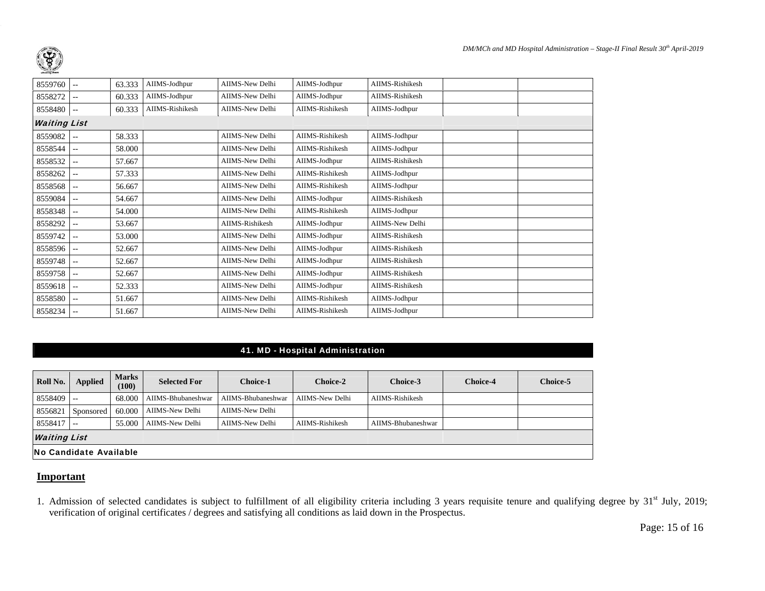| | | | | | | | | | |
|---|---|---|---|---|---|---|---|---|---|
| 8559760 | -- | 63.333 | AIIMS-Jodhpur | AIIMS-New Delhi | AIIMS-Jodhpur | AIIMS-Rishikesh | | |
| 8558272 | -- | 60.333 | AIIMS-Jodhpur | AIIMS-New Delhi | AIIMS-Jodhpur | AIIMS-Rishikesh | | |
| 8558480 | -- | 60.333 | AIIMS-Rishikesh | AIIMS-New Delhi | AIIMS-Rishikesh | AIIMS-Jodhpur | | |
| ***Waiting List*** | | | | | | | | |
| 8559082 | -- | 58.333 | | AIIMS-New Delhi | AIIMS-Rishikesh | AIIMS-Jodhpur | | |
| 8558544 | -- | 58.000 | | AIIMS-New Delhi | AIIMS-Rishikesh | AIIMS-Jodhpur | | |
| 8558532 | -- | 57.667 | | AIIMS-New Delhi | AIIMS-Jodhpur | AIIMS-Rishikesh | | |
| 8558262 | -- | 57.333 | | AIIMS-New Delhi | AIIMS-Rishikesh | AIIMS-Jodhpur | | |
| 8558568 | -- | 56.667 | | AIIMS-New Delhi | AIIMS-Rishikesh | AIIMS-Jodhpur | | |
| 8559084 | -- | 54.667 | | AIIMS-New Delhi | AIIMS-Jodhpur | AIIMS-Rishikesh | | |
| 8558348 | -- | 54.000 | | AIIMS-New Delhi | AIIMS-Rishikesh | AIIMS-Jodhpur | | |
| 8558292 | -- | 53.667 | | AIIMS-Rishikesh | AIIMS-Jodhpur | AIIMS-New Delhi | | |
| 8559742 | -- | 53.000 | | AIIMS-New Delhi | AIIMS-Jodhpur | AIIMS-Rishikesh | | |
| 8558596 | -- | 52.667 | | AIIMS-New Delhi | AIIMS-Jodhpur | AIIMS-Rishikesh | | |
| 8559748 | -- | 52.667 | | AIIMS-New Delhi | AIIMS-Jodhpur | AIIMS-Rishikesh | | |
| 8559758 | -- | 52.667 | | AIIMS-New Delhi | AIIMS-Jodhpur | AIIMS-Rishikesh | | |
| 8559618 | -- | 52.333 | | AIIMS-New Delhi | AIIMS-Jodhpur | AIIMS-Rishikesh | | |
| 8558580 | -- | 51.667 | | AIIMS-New Delhi | AIIMS-Rishikesh | AIIMS-Jodhpur | | |
| 8558234 | -- | 51.667 | | AIIMS-New Delhi | AIIMS-Rishikesh | AIIMS-Jodhpur | | |

## 41. MD - Hospital Administration

| Roll No. | Applied | Marks (100) | Selected For | Choice-1 | Choice-2 | Choice-3 | Choice-4 | Choice-5 |
|---|---|---|---|---|---|---|---|---|
| 8558409 | -- | 68.000 | AIIMS-Bhubaneshwar | AIIMS-Bhubaneshwar | AIIMS-New Delhi | AIIMS-Rishikesh | | |
| 8556821 | Sponsored | 60.000 | AIIMS-New Delhi | AIIMS-New Delhi | | | | |
| 8558417 | -- | 55.000 | AIIMS-New Delhi | AIIMS-New Delhi | AIIMS-Rishikesh | AIIMS-Bhubaneshwar | | |
| ***Waiting List*** | | | | | | | | |
| **No Candidate Available** | | | | | | | | |

## Important

1. Admission of selected candidates is subject to fulfillment of all eligibility criteria including 3 years requisite tenure and qualifying degree by 31st July, 2019; verification of original certificates / degrees and satisfying all conditions as laid down in the Prospectus.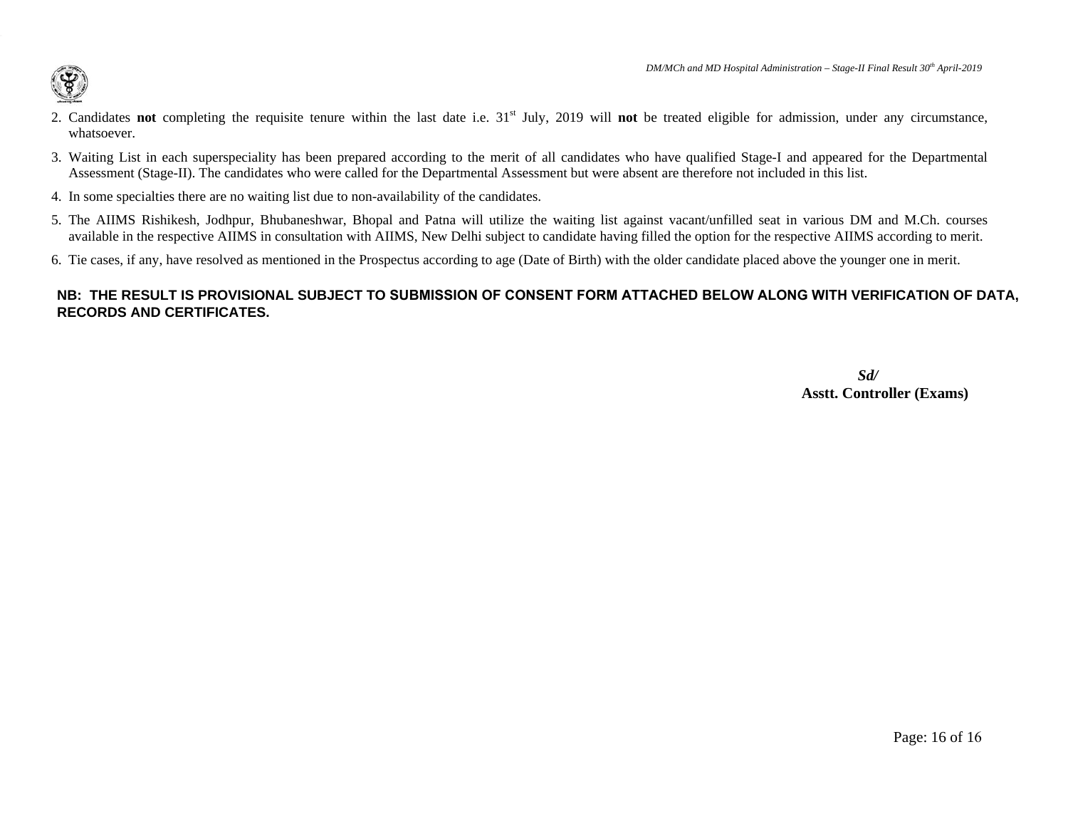2. Candidates **not** completing the requisite tenure within the last date i.e. 31st July, 2019 will **not** be treated eligible for admission, under any circumstance, whatsoever.
3. Waiting List in each superspeciality has been prepared according to the merit of all candidates who have qualified Stage-I and appeared for the Departmental Assessment (Stage-II). The candidates who were called for the Departmental Assessment but were absent are therefore not included in this list.
4. In some specialties there are no waiting list due to non-availability of the candidates.
5. The AIIMS Rishikesh, Jodhpur, Bhubaneshwar, Bhopal and Patna will utilize the waiting list against vacant/unfilled seat in various DM and M.Ch. courses available in the respective AIIMS in consultation with AIIMS, New Delhi subject to candidate having filled the option for the respective AIIMS according to merit.
6. Tie cases, if any, have resolved as mentioned in the Prospectus according to age (Date of Birth) with the older candidate placed above the younger one in merit.

**NB: THE RESULT IS PROVISIONAL SUBJECT TO SUBMISSION OF CONSENT FORM ATTACHED BELOW ALONG WITH VERIFICATION OF DATA, RECORDS AND CERTIFICATES.**

***Sd/***
**Asstt. Controller (Exams)**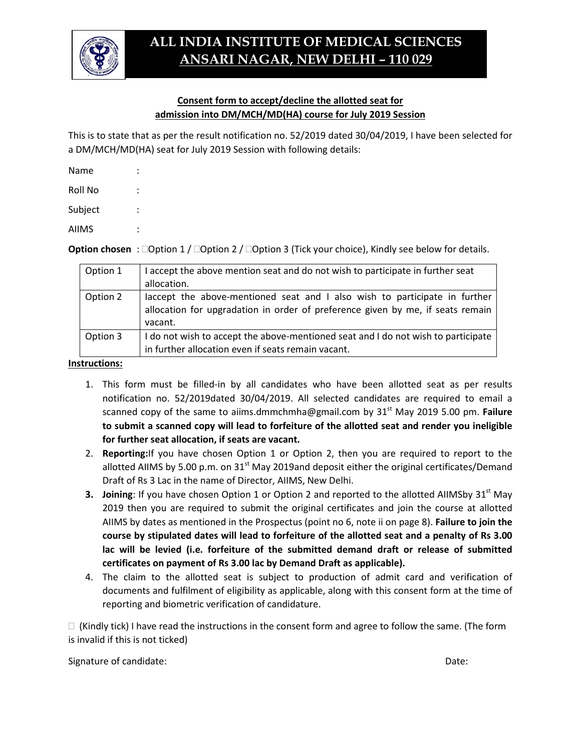# ALL INDIA INSTITUTE OF MEDICAL SCIENCES
## ANSARI NAGAR, NEW DELHI – 110 029

**Consent form to accept/decline the allotted seat for admission into DM/MCH/MD(HA) course for July 2019 Session**

This is to state that as per the result notification no. 52/2019 dated 30/04/2019, I have been selected for a DM/MCH/MD(HA) seat for July 2019 Session with following details:

Name :

Roll No :

Subject :

AIIMS :

**Option chosen** : ☐Option 1 / ☐Option 2 / ☐Option 3 (Tick your choice), Kindly see below for details.

| | |
|---|---|
| Option 1 | I accept the above mention seat and do not wish to participate in further seat allocation. |
| Option 2 | Iaccept the above-mentioned seat and I also wish to participate in further allocation for upgradation in order of preference given by me, if seats remain vacant. |
| Option 3 | I do not wish to accept the above-mentioned seat and I do not wish to participate in further allocation even if seats remain vacant. |

**Instructions:**

1. This form must be filled-in by all candidates who have been allotted seat as per results notification no. 52/2019dated 30/04/2019. All selected candidates are required to email a scanned copy of the same to aiims.dmmchmha@gmail.com by 31st May 2019 5.00 pm. **Failure to submit a scanned copy will lead to forfeiture of the allotted seat and render you ineligible for further seat allocation, if seats are vacant.**
2. **Reporting:**If you have chosen Option 1 or Option 2, then you are required to report to the allotted AIIMS by 5.00 p.m. on 31st May 2019and deposit either the original certificates/Demand Draft of Rs 3 Lac in the name of Director, AIIMS, New Delhi.
3. **Joining**: If you have chosen Option 1 or Option 2 and reported to the allotted AIIMSby 31st May 2019 then you are required to submit the original certificates and join the course at allotted AIIMS by dates as mentioned in the Prospectus (point no 6, note ii on page 8). **Failure to join the course by stipulated dates will lead to forfeiture of the allotted seat and a penalty of Rs 3.00 lac will be levied (i.e. forfeiture of the submitted demand draft or release of submitted certificates on payment of Rs 3.00 lac by Demand Draft as applicable).**
4. The claim to the allotted seat is subject to production of admit card and verification of documents and fulfilment of eligibility as applicable, along with this consent form at the time of reporting and biometric verification of candidature.

☐ (Kindly tick) I have read the instructions in the consent form and agree to follow the same. (The form is invalid if this is not ticked)

Signature of candidate: Date: